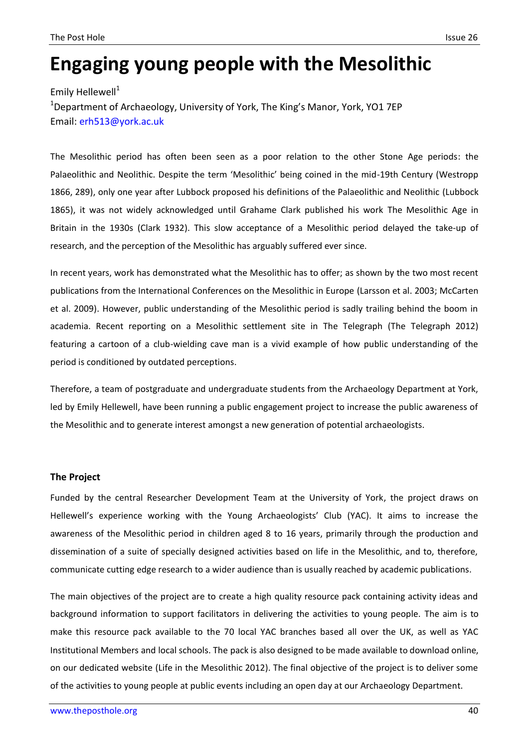# Engaging young people with the Mesolithic

Emily Hellewell[1]

[1]Department of Archaeology, University of York, The King's Manor, York, YO1 7EP
Email: erh513@york.ac.uk

The Mesolithic period has often been seen as a poor relation to the other Stone Age periods: the Palaeolithic and Neolithic. Despite the term 'Mesolithic' being coined in the mid-19th Century (Westropp 1866, 289), only one year after Lubbock proposed his definitions of the Palaeolithic and Neolithic (Lubbock 1865), it was not widely acknowledged until Grahame Clark published his work The Mesolithic Age in Britain in the 1930s (Clark 1932). This slow acceptance of a Mesolithic period delayed the take-up of research, and the perception of the Mesolithic has arguably suffered ever since.

In recent years, work has demonstrated what the Mesolithic has to offer; as shown by the two most recent publications from the International Conferences on the Mesolithic in Europe (Larsson et al. 2003; McCarten et al. 2009). However, public understanding of the Mesolithic period is sadly trailing behind the boom in academia. Recent reporting on a Mesolithic settlement site in The Telegraph (The Telegraph 2012) featuring a cartoon of a club-wielding cave man is a vivid example of how public understanding of the period is conditioned by outdated perceptions.

Therefore, a team of postgraduate and undergraduate students from the Archaeology Department at York, led by Emily Hellewell, have been running a public engagement project to increase the public awareness of the Mesolithic and to generate interest amongst a new generation of potential archaeologists.

## The Project

Funded by the central Researcher Development Team at the University of York, the project draws on Hellewell's experience working with the Young Archaeologists' Club (YAC). It aims to increase the awareness of the Mesolithic period in children aged 8 to 16 years, primarily through the production and dissemination of a suite of specially designed activities based on life in the Mesolithic, and to, therefore, communicate cutting edge research to a wider audience than is usually reached by academic publications.

The main objectives of the project are to create a high quality resource pack containing activity ideas and background information to support facilitators in delivering the activities to young people. The aim is to make this resource pack available to the 70 local YAC branches based all over the UK, as well as YAC Institutional Members and local schools. The pack is also designed to be made available to download online, on our dedicated website (Life in the Mesolithic 2012). The final objective of the project is to deliver some of the activities to young people at public events including an open day at our Archaeology Department.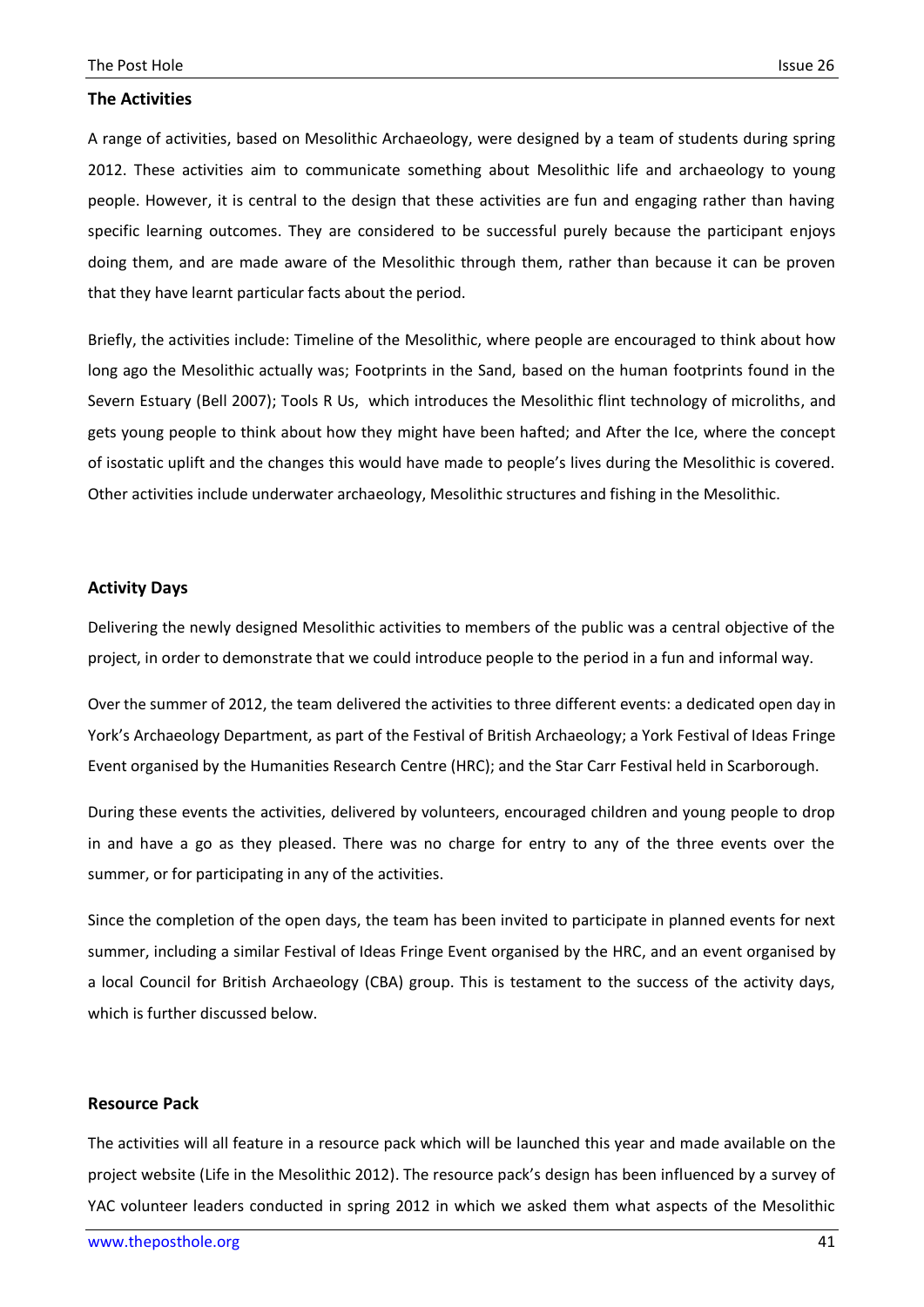### The Activities

A range of activities, based on Mesolithic Archaeology, were designed by a team of students during spring 2012. These activities aim to communicate something about Mesolithic life and archaeology to young people. However, it is central to the design that these activities are fun and engaging rather than having specific learning outcomes. They are considered to be successful purely because the participant enjoys doing them, and are made aware of the Mesolithic through them, rather than because it can be proven that they have learnt particular facts about the period.

Briefly, the activities include: Timeline of the Mesolithic, where people are encouraged to think about how long ago the Mesolithic actually was; Footprints in the Sand, based on the human footprints found in the Severn Estuary (Bell 2007); Tools R Us, which introduces the Mesolithic flint technology of microliths, and gets young people to think about how they might have been hafted; and After the Ice, where the concept of isostatic uplift and the changes this would have made to people's lives during the Mesolithic is covered. Other activities include underwater archaeology, Mesolithic structures and fishing in the Mesolithic.

### Activity Days

Delivering the newly designed Mesolithic activities to members of the public was a central objective of the project, in order to demonstrate that we could introduce people to the period in a fun and informal way.

Over the summer of 2012, the team delivered the activities to three different events: a dedicated open day in York's Archaeology Department, as part of the Festival of British Archaeology; a York Festival of Ideas Fringe Event organised by the Humanities Research Centre (HRC); and the Star Carr Festival held in Scarborough.

During these events the activities, delivered by volunteers, encouraged children and young people to drop in and have a go as they pleased. There was no charge for entry to any of the three events over the summer, or for participating in any of the activities.

Since the completion of the open days, the team has been invited to participate in planned events for next summer, including a similar Festival of Ideas Fringe Event organised by the HRC, and an event organised by a local Council for British Archaeology (CBA) group. This is testament to the success of the activity days, which is further discussed below.

### Resource Pack

The activities will all feature in a resource pack which will be launched this year and made available on the project website (Life in the Mesolithic 2012). The resource pack's design has been influenced by a survey of YAC volunteer leaders conducted in spring 2012 in which we asked them what aspects of the Mesolithic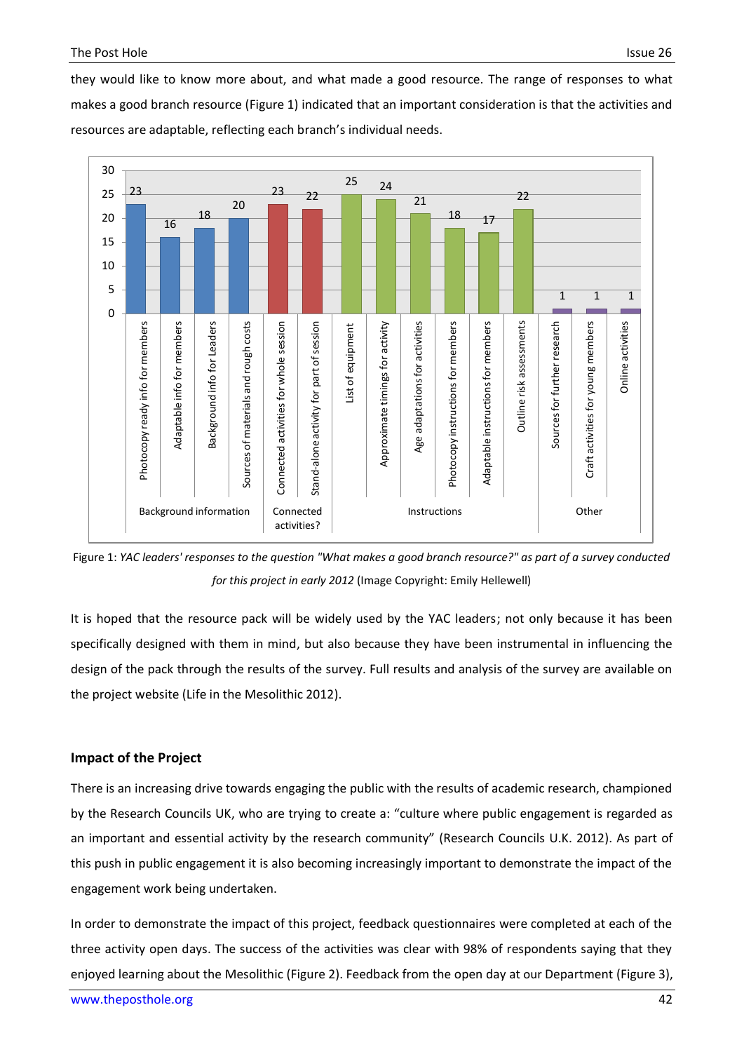they would like to know more about, and what made a good resource. The range of responses to what makes a good branch resource (Figure 1) indicated that an important consideration is that the activities and resources are adaptable, reflecting each branch's individual needs.

| Category | Response | Count |
|---|---|---|
| Background information | Photocopy ready info for members | 23 |
| Background information | Adaptable info for members | 16 |
| Background information | Background info for Leaders | 18 |
| Background information | Sources of materials and rough costs | 20 |
| Connected activities? | Connected activities for whole session | 23 |
| Connected activities? | Stand-alone activity for part of session | 22 |
| Instructions | List of equipment | 25 |
| Instructions | Approximate timings for activity | 24 |
| Instructions | Age adaptations for activities | 21 |
| Instructions | Photocopy instructions for members | 18 |
| Instructions | Adaptable instructions for members | 17 |
| Instructions | Outline risk assessments | 22 |
| Other | Sources for further research | 1 |
| Other | Craft activities for young members | 1 |
| Other | Online activities | 1 |

Figure 1: *YAC leaders' responses to the question "What makes a good branch resource?" as part of a survey conducted for this project in early 2012* (Image Copyright: Emily Hellewell)

It is hoped that the resource pack will be widely used by the YAC leaders; not only because it has been specifically designed with them in mind, but also because they have been instrumental in influencing the design of the pack through the results of the survey. Full results and analysis of the survey are available on the project website (Life in the Mesolithic 2012).

## Impact of the Project

There is an increasing drive towards engaging the public with the results of academic research, championed by the Research Councils UK, who are trying to create a: "culture where public engagement is regarded as an important and essential activity by the research community" (Research Councils U.K. 2012). As part of this push in public engagement it is also becoming increasingly important to demonstrate the impact of the engagement work being undertaken.

In order to demonstrate the impact of this project, feedback questionnaires were completed at each of the three activity open days. The success of the activities was clear with 98% of respondents saying that they enjoyed learning about the Mesolithic (Figure 2). Feedback from the open day at our Department (Figure 3),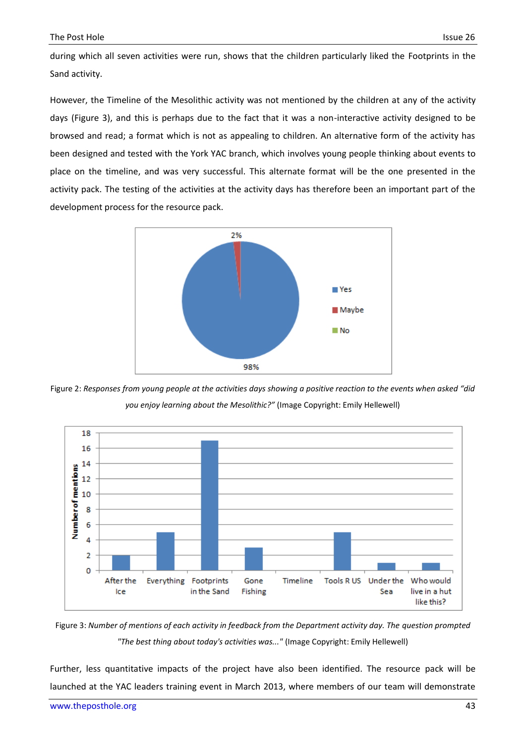during which all seven activities were run, shows that the children particularly liked the Footprints in the Sand activity.

However, the Timeline of the Mesolithic activity was not mentioned by the children at any of the activity days (Figure 3), and this is perhaps due to the fact that it was a non-interactive activity designed to be browsed and read; a format which is not as appealing to children. An alternative form of the activity has been designed and tested with the York YAC branch, which involves young people thinking about events to place on the timeline, and was very successful. This alternate format will be the one presented in the activity pack. The testing of the activities at the activity days has therefore been an important part of the development process for the resource pack.

Figure 2: *Responses from young people at the activities days showing a positive reaction to the events when asked "did you enjoy learning about the Mesolithic?"* (Image Copyright: Emily Hellewell)

Figure 3: *Number of mentions of each activity in feedback from the Department activity day. The question prompted "The best thing about today's activities was..."* (Image Copyright: Emily Hellewell)

Further, less quantitative impacts of the project have also been identified. The resource pack will be launched at the YAC leaders training event in March 2013, where members of our team will demonstrate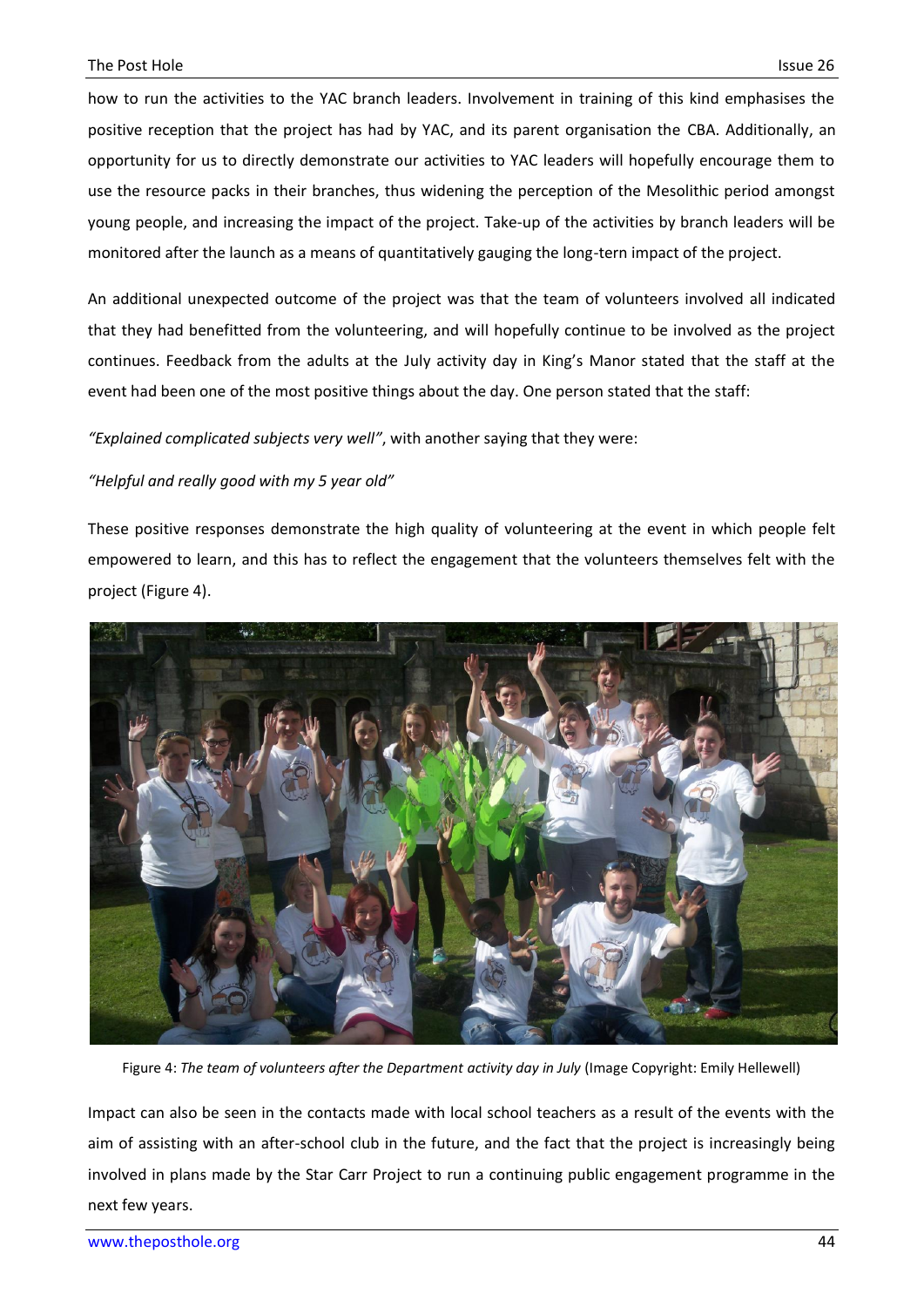how to run the activities to the YAC branch leaders. Involvement in training of this kind emphasises the positive reception that the project has had by YAC, and its parent organisation the CBA. Additionally, an opportunity for us to directly demonstrate our activities to YAC leaders will hopefully encourage them to use the resource packs in their branches, thus widening the perception of the Mesolithic period amongst young people, and increasing the impact of the project. Take-up of the activities by branch leaders will be monitored after the launch as a means of quantitatively gauging the long-tern impact of the project.

An additional unexpected outcome of the project was that the team of volunteers involved all indicated that they had benefitted from the volunteering, and will hopefully continue to be involved as the project continues. Feedback from the adults at the July activity day in King's Manor stated that the staff at the event had been one of the most positive things about the day. One person stated that the staff:

*"Explained complicated subjects very well"*, with another saying that they were:

*"Helpful and really good with my 5 year old"*

These positive responses demonstrate the high quality of volunteering at the event in which people felt empowered to learn, and this has to reflect the engagement that the volunteers themselves felt with the project (Figure 4).

Figure 4: *The team of volunteers after the Department activity day in July* (Image Copyright: Emily Hellewell)

Impact can also be seen in the contacts made with local school teachers as a result of the events with the aim of assisting with an after-school club in the future, and the fact that the project is increasingly being involved in plans made by the Star Carr Project to run a continuing public engagement programme in the next few years.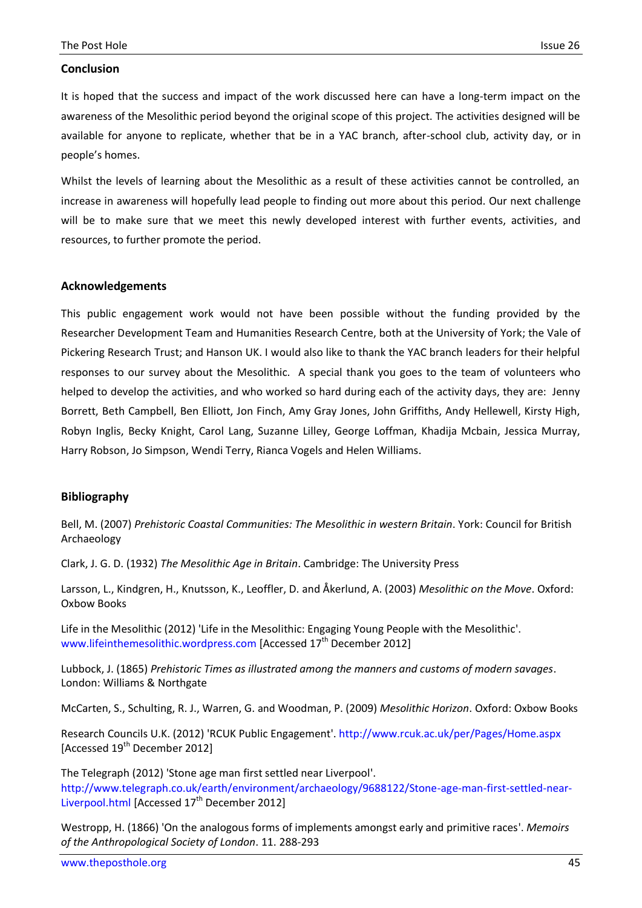## Conclusion

It is hoped that the success and impact of the work discussed here can have a long-term impact on the awareness of the Mesolithic period beyond the original scope of this project. The activities designed will be available for anyone to replicate, whether that be in a YAC branch, after-school club, activity day, or in people's homes.

Whilst the levels of learning about the Mesolithic as a result of these activities cannot be controlled, an increase in awareness will hopefully lead people to finding out more about this period. Our next challenge will be to make sure that we meet this newly developed interest with further events, activities, and resources, to further promote the period.

## Acknowledgements

This public engagement work would not have been possible without the funding provided by the Researcher Development Team and Humanities Research Centre, both at the University of York; the Vale of Pickering Research Trust; and Hanson UK. I would also like to thank the YAC branch leaders for their helpful responses to our survey about the Mesolithic. A special thank you goes to the team of volunteers who helped to develop the activities, and who worked so hard during each of the activity days, they are: Jenny Borrett, Beth Campbell, Ben Elliott, Jon Finch, Amy Gray Jones, John Griffiths, Andy Hellewell, Kirsty High, Robyn Inglis, Becky Knight, Carol Lang, Suzanne Lilley, George Loffman, Khadija Mcbain, Jessica Murray, Harry Robson, Jo Simpson, Wendi Terry, Rianca Vogels and Helen Williams.

## Bibliography

Bell, M. (2007) *Prehistoric Coastal Communities: The Mesolithic in western Britain*. York: Council for British Archaeology

Clark, J. G. D. (1932) *The Mesolithic Age in Britain*. Cambridge: The University Press

Larsson, L., Kindgren, H., Knutsson, K., Leoffler, D. and Åkerlund, A. (2003) *Mesolithic on the Move*. Oxford: Oxbow Books

Life in the Mesolithic (2012) 'Life in the Mesolithic: Engaging Young People with the Mesolithic'. www.lifeinthemesolithic.wordpress.com [Accessed 17th December 2012]

Lubbock, J. (1865) *Prehistoric Times as illustrated among the manners and customs of modern savages*. London: Williams & Northgate

McCarten, S., Schulting, R. J., Warren, G. and Woodman, P. (2009) *Mesolithic Horizon*. Oxford: Oxbow Books

Research Councils U.K. (2012) 'RCUK Public Engagement'. http://www.rcuk.ac.uk/per/Pages/Home.aspx [Accessed 19th December 2012]

The Telegraph (2012) 'Stone age man first settled near Liverpool'. http://www.telegraph.co.uk/earth/environment/archaeology/9688122/Stone-age-man-first-settled-near-Liverpool.html [Accessed 17th December 2012]

Westropp, H. (1866) 'On the analogous forms of implements amongst early and primitive races'. *Memoirs of the Anthropological Society of London*. 11. 288-293